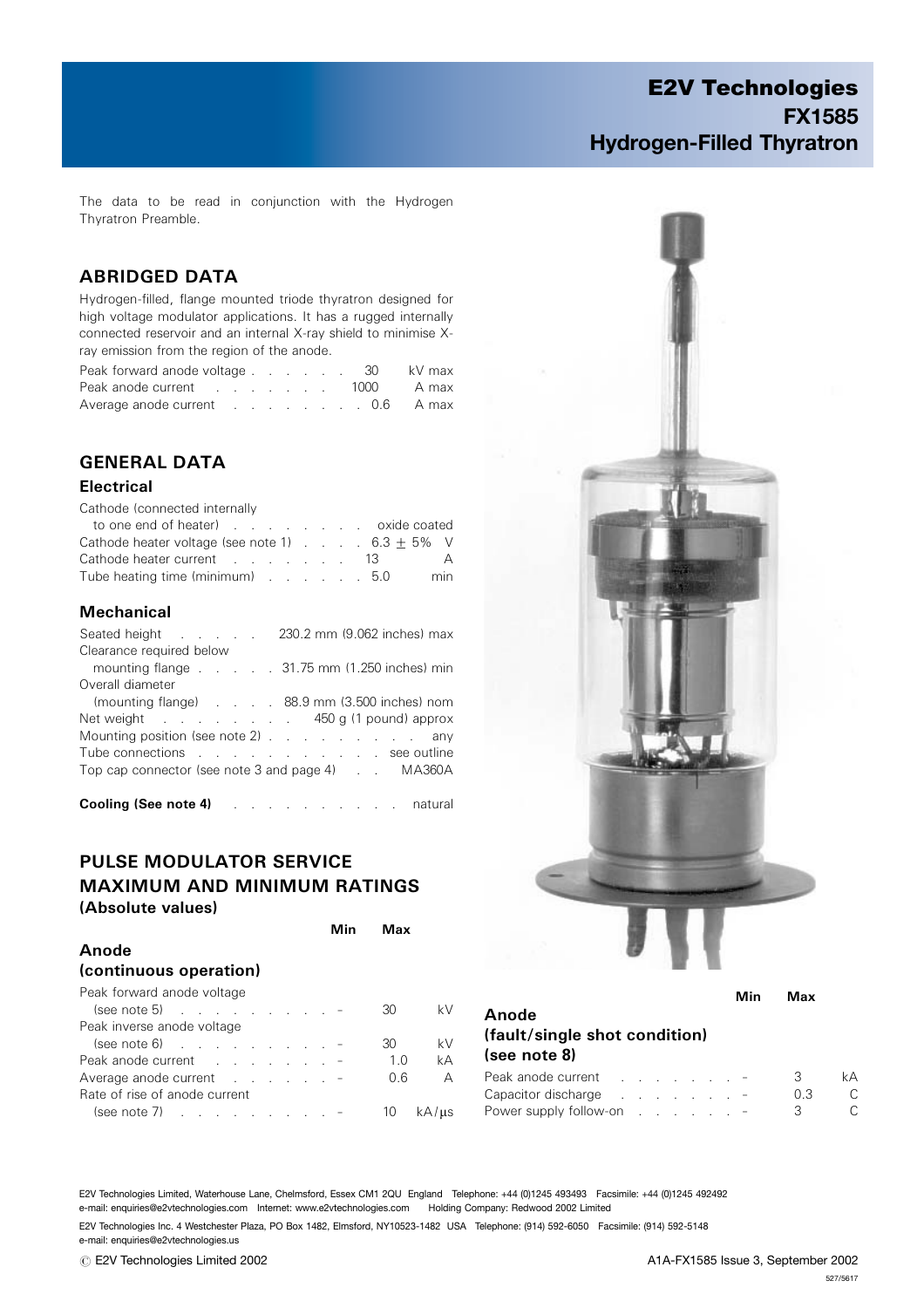# E2V Technologies
## FX1585
## Hydrogen-Filled Thyratron

The data to be read in conjunction with the Hydrogen Thyratron Preamble.

## ABRIDGED DATA

Hydrogen-filled, flange mounted triode thyratron designed for high voltage modulator applications. It has a rugged internally connected reservoir and an internal X-ray shield to minimise X-ray emission from the region of the anode.

| | | |
|---|---|---|
| Peak forward anode voltage | 30 | kV max |
| Peak anode current | 1000 | A max |
| Average anode current | 0.6 | A max |

## GENERAL DATA

### Electrical

| | | |
|---|---|---|
| Cathode (connected internally to one end of heater) | oxide coated | |
| Cathode heater voltage (see note 1) | 6.3 ± 5% | V |
| Cathode heater current | 13 | A |
| Tube heating time (minimum) | 5.0 | min |

### Mechanical

| | |
|---|---|
| Seated height | 230.2 mm (9.062 inches) max |
| Clearance required below mounting flange | 31.75 mm (1.250 inches) min |
| Overall diameter (mounting flange) | 88.9 mm (3.500 inches) nom |
| Net weight | 450 g (1 pound) approx |
| Mounting position (see note 2) | any |
| Tube connections | see outline |
| Top cap connector (see note 3 and page 4) | MA360A |

**Cooling (See note 4)** . . . . . . . . . . . natural

## PULSE MODULATOR SERVICE MAXIMUM AND MINIMUM RATINGS
**(Absolute values)**

### Anode (continuous operation)

| | Min | Max | |
|---|---|---|---|
| Peak forward anode voltage (see note 5) | - | 30 | kV |
| Peak inverse anode voltage (see note 6) | - | 30 | kV |
| Peak anode current | - | 1.0 | kA |
| Average anode current | - | 0.6 | A |
| Rate of rise of anode current (see note 7) | - | 10 | kA/μs |

### Anode (fault/single shot condition) (see note 8)

| | Min | Max | |
|---|---|---|---|
| Peak anode current | - | 3 | kA |
| Capacitor discharge | - | 0.3 | C |
| Power supply follow-on | - | 3 | C |

E2V Technologies Limited, Waterhouse Lane, Chelmsford, Essex CM1 2QU England Telephone: +44 (0)1245 493493 Facsimile: +44 (0)1245 492492
e-mail: enquiries@e2vtechnologies.com Internet: www.e2vtechnologies.com Holding Company: Redwood 2002 Limited

E2V Technologies Inc. 4 Westchester Plaza, PO Box 1482, Elmsford, NY10523-1482 USA Telephone: (914) 592-6050 Facsimile: (914) 592-5148
e-mail: enquiries@e2vtechnologies.us

© E2V Technologies Limited 2002

A1A-FX1585 Issue 3, September 2002

527/5617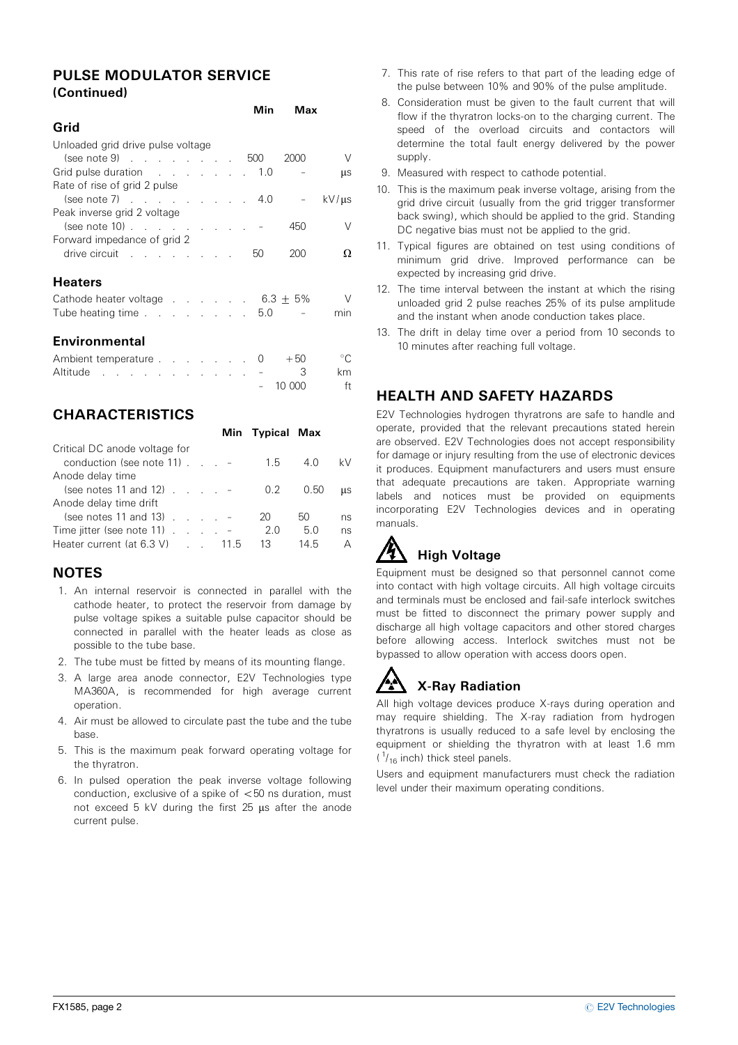## PULSE MODULATOR SERVICE (Continued)

### Grid

| | Min | Max | |
|---|---|---|---|
| Unloaded grid drive pulse voltage (see note 9) | 500 | 2000 | V |
| Grid pulse duration | 1.0 | – | μs |
| Rate of rise of grid 2 pulse (see note 7) | 4.0 | – | kV/μs |
| Peak inverse grid 2 voltage (see note 10) | – | 450 | V |
| Forward impedance of grid 2 drive circuit | 50 | 200 | Ω |

### Heaters

| | Min | Max | |
|---|---|---|---|
| Cathode heater voltage | 6.3 ± 5% | | V |
| Tube heating time | 5.0 | – | min |

### Environmental

| | Min | Max | |
|---|---|---|---|
| Ambient temperature | 0 | +50 | °C |
| Altitude | – | 3 | km |
| | – | 10 000 | ft |

## CHARACTERISTICS

| | Min | Typical | Max | |
|---|---|---|---|---|
| Critical DC anode voltage for conduction (see note 11) | – | 1.5 | 4.0 | kV |
| Anode delay time (see notes 11 and 12) | – | 0.2 | 0.50 | μs |
| Anode delay time drift (see notes 11 and 13) | – | 20 | 50 | ns |
| Time jitter (see note 11) | – | 2.0 | 5.0 | ns |
| Heater current (at 6.3 V) | 11.5 | 13 | 14.5 | A |

## NOTES

1. An internal reservoir is connected in parallel with the cathode heater, to protect the reservoir from damage by pulse voltage spikes a suitable pulse capacitor should be connected in parallel with the heater leads as close as possible to the tube base.
2. The tube must be fitted by means of its mounting flange.
3. A large area anode connector, E2V Technologies type MA360A, is recommended for high average current operation.
4. Air must be allowed to circulate past the tube and the tube base.
5. This is the maximum peak forward operating voltage for the thyratron.
6. In pulsed operation the peak inverse voltage following conduction, exclusive of a spike of <50 ns duration, must not exceed 5 kV during the first 25 μs after the anode current pulse.
7. This rate of rise refers to that part of the leading edge of the pulse between 10% and 90% of the pulse amplitude.
8. Consideration must be given to the fault current that will flow if the thyratron locks-on to the charging current. The speed of the overload circuits and contactors will determine the total fault energy delivered by the power supply.
9. Measured with respect to cathode potential.
10. This is the maximum peak inverse voltage, arising from the grid drive circuit (usually from the grid trigger transformer back swing), which should be applied to the grid. Standing DC negative bias must not be applied to the grid.
11. Typical figures are obtained on test using conditions of minimum grid drive. Improved performance can be expected by increasing grid drive.
12. The time interval between the instant at which the rising unloaded grid 2 pulse reaches 25% of its pulse amplitude and the instant when anode conduction takes place.
13. The drift in delay time over a period from 10 seconds to 10 minutes after reaching full voltage.

## HEALTH AND SAFETY HAZARDS

E2V Technologies hydrogen thyratrons are safe to handle and operate, provided that the relevant precautions stated herein are observed. E2V Technologies does not accept responsibility for damage or injury resulting from the use of electronic devices it produces. Equipment manufacturers and users must ensure that adequate precautions are taken. Appropriate warning labels and notices must be provided on equipments incorporating E2V Technologies devices and in operating manuals.

### High Voltage

Equipment must be designed so that personnel cannot come into contact with high voltage circuits. All high voltage circuits and terminals must be enclosed and fail-safe interlock switches must be fitted to disconnect the primary power supply and discharge all high voltage capacitors and other stored charges before allowing access. Interlock switches must not be bypassed to allow operation with access doors open.

### X-Ray Radiation

All high voltage devices produce X-rays during operation and may require shielding. The X-ray radiation from hydrogen thyratrons is usually reduced to a safe level by enclosing the equipment or shielding the thyratron with at least 1.6 mm ($^1/_{16}$ inch) thick steel panels.

Users and equipment manufacturers must check the radiation level under their maximum operating conditions.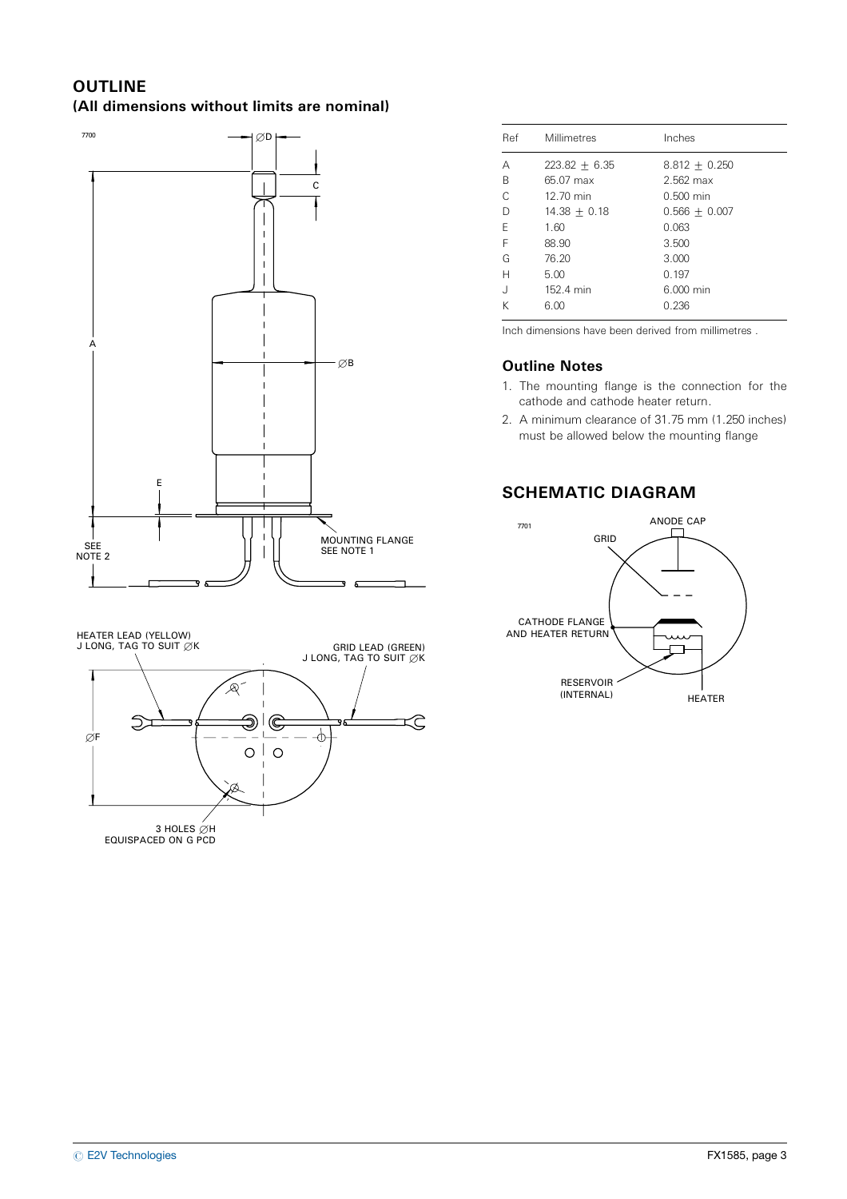## OUTLINE

**(All dimensions without limits are nominal)**

| Ref | Millimetres | Inches |
|---|---|---|
| A | 223.82 ± 6.35 | 8.812 ± 0.250 |
| B | 65.07 max | 2.562 max |
| C | 12.70 min | 0.500 min |
| D | 14.38 ± 0.18 | 0.566 ± 0.007 |
| E | 1.60 | 0.063 |
| F | 88.90 | 3.500 |
| G | 76.20 | 3.000 |
| H | 5.00 | 0.197 |
| J | 152.4 min | 6.000 min |
| K | 6.00 | 0.236 |

Inch dimensions have been derived from millimetres .

### Outline Notes

1. The mounting flange is the connection for the cathode and cathode heater return.
2. A minimum clearance of 31.75 mm (1.250 inches) must be allowed below the mounting flange

## SCHEMATIC DIAGRAM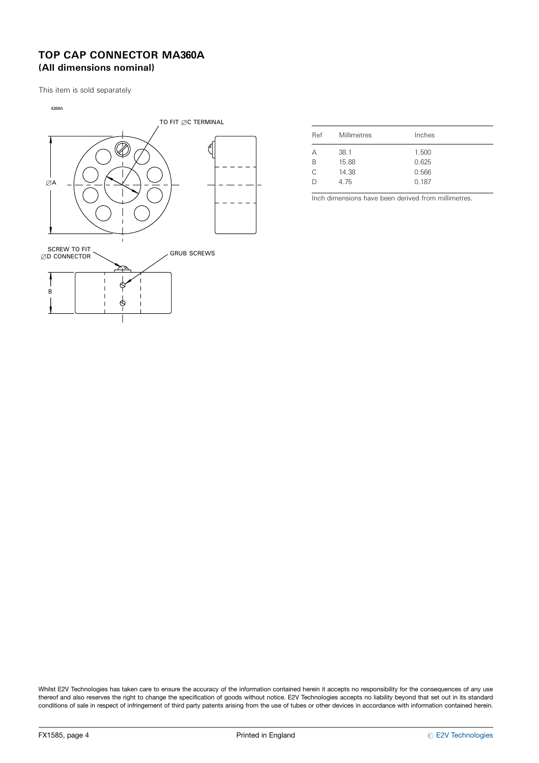## TOP CAP CONNECTOR MA360A
### (All dimensions nominal)

This item is sold separately

4269A

TO FIT ∅C TERMINAL

∅A

SCREW TO FIT ∅D CONNECTOR

GRUB SCREWS

B

| Ref | Millimetres | Inches |
|---|---|---|
| A | 38.1 | 1.500 |
| B | 15.88 | 0.625 |
| C | 14.38 | 0.566 |
| D | 4.75 | 0.187 |

Inch dimensions have been derived from millimetres.

Whilst E2V Technologies has taken care to ensure the accuracy of the information contained herein it accepts no responsibility for the consequences of any use thereof and also reserves the right to change the specification of goods without notice. E2V Technologies accepts no liability beyond that set out in its standard conditions of sale in respect of infringement of third party patents arising from the use of tubes or other devices in accordance with information contained herein.

Printed in England

© E2V Technologies